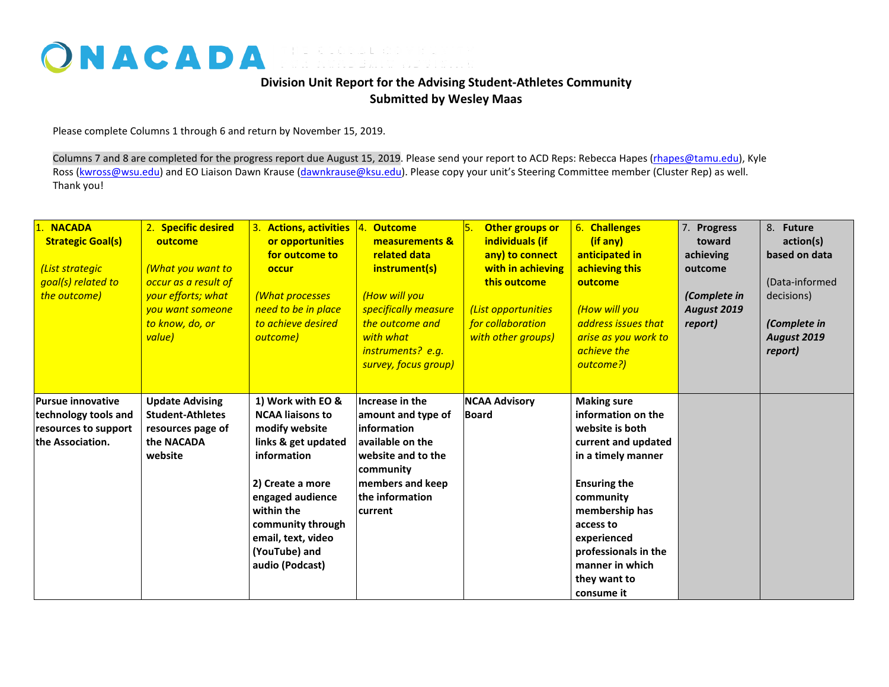# NACADA

**Division Unit Report for the Advising Student-Athletes Community**
**Submitted by Wesley Maas**

Please complete Columns 1 through 6 and return by November 15, 2019.

Columns 7 and 8 are completed for the progress report due August 15, 2019. Please send your report to ACD Reps: Rebecca Hapes (rhapes@tamu.edu), Kyle Ross (kwross@wsu.edu) and EO Liaison Dawn Krause (dawnkrause@ksu.edu). Please copy your unit's Steering Committee member (Cluster Rep) as well. Thank you!

| 1. **NACADA Strategic Goal(s)** *(List strategic goal(s) related to the outcome)* | 2. **Specific desired outcome** *(What you want to occur as a result of your efforts; what you want someone to know, do, or value)* | 3. **Actions, activities or opportunities for outcome to occur** *(What processes need to be in place to achieve desired outcome)* | 4. **Outcome measurements & related data instrument(s)** *(How will you specifically measure the outcome and with what instruments? e.g. survey, focus group)* | 5. **Other groups or individuals (if any) to connect with in achieving this outcome** *(List opportunities for collaboration with other groups)* | 6. **Challenges (if any) anticipated in achieving this outcome** *(How will you address issues that arise as you work to achieve the outcome?)* | 7. **Progress toward achieving outcome** ***(Complete in August 2019 report)*** | 8. **Future action(s) based on data** (Data-informed decisions) ***(Complete in August 2019 report)*** |
|---|---|---|---|---|---|---|---|
| **Pursue innovative technology tools and resources to support the Association.** | **Update Advising Student-Athletes resources page of the NACADA website** | **1) Work with EO & NCAA liaisons to modify website links & get updated information** <br><br> **2) Create a more engaged audience within the community through email, text, video (YouTube) and audio (Podcast)** | **Increase in the amount and type of information available on the website and to the community members and keep the information current** | **NCAA Advisory Board** | **Making sure information on the website is both current and updated in a timely manner** <br><br> **Ensuring the community membership has access to experienced professionals in the manner in which they want to consume it** | | |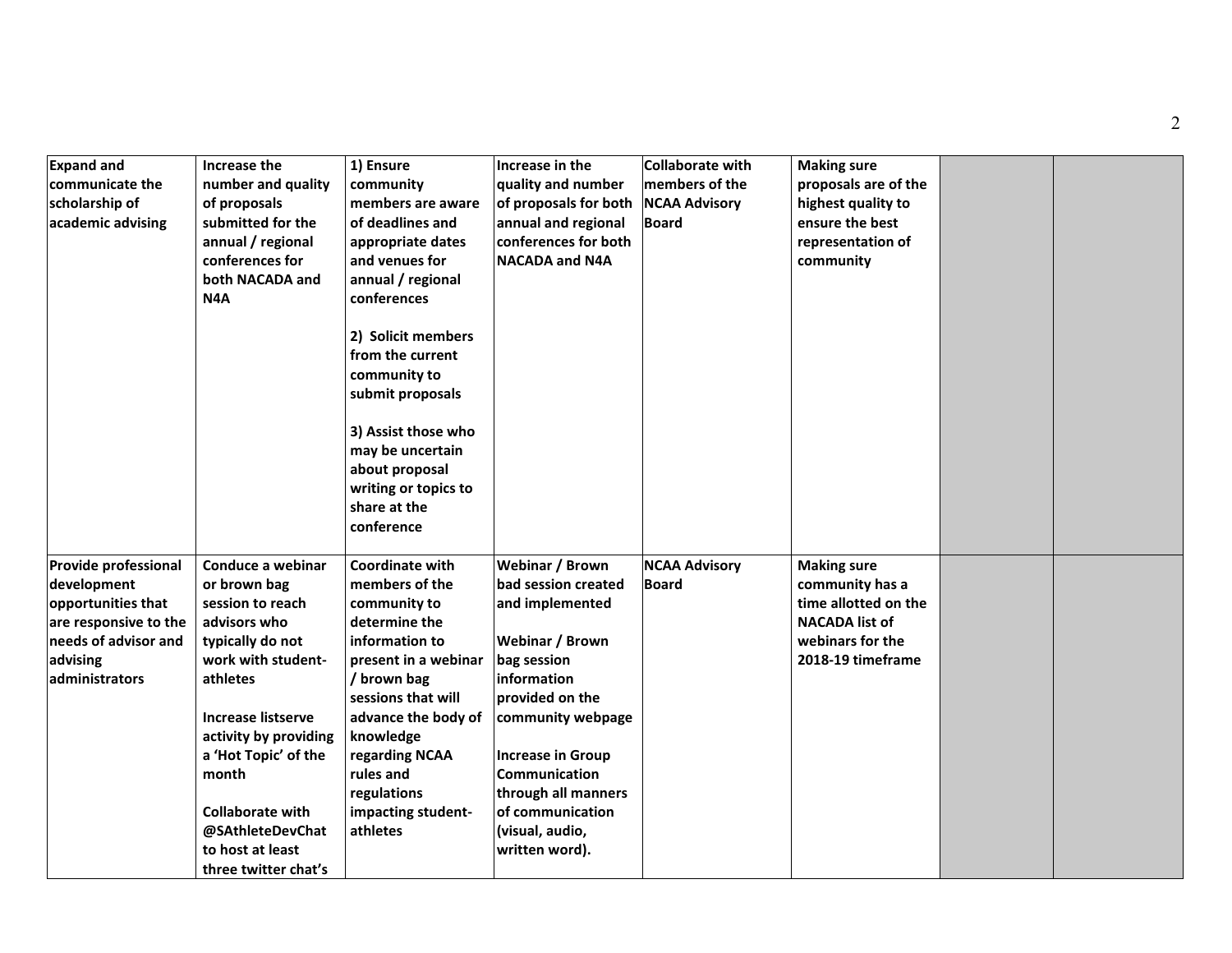| | | | | | | | |
|---|---|---|---|---|---|---|---|
| **Expand and communicate the scholarship of academic advising** | **Increase the number and quality of proposals submitted for the annual / regional conferences for both NACADA and N4A** | **1) Ensure community members are aware of deadlines and appropriate dates and venues for annual / regional conferences**<br><br>**2) Solicit members from the current community to submit proposals**<br><br>**3) Assist those who may be uncertain about proposal writing or topics to share at the conference** | **Increase in the quality and number of proposals for both annual and regional conferences for both NACADA and N4A** | **Collaborate with members of the NCAA Advisory Board** | **Making sure proposals are of the highest quality to ensure the best representation of community** | | |
| **Provide professional development opportunities that are responsive to the needs of advisor and advising administrators** | **Conduce a webinar or brown bag session to reach advisors who typically do not work with student-athletes**<br><br>**Increase listserve activity by providing a 'Hot Topic' of the month**<br><br>**Collaborate with @SAthleteDevChat to host at least three twitter chat's** | **Coordinate with members of the community to determine the information to present in a webinar / brown bag sessions that will advance the body of knowledge regarding NCAA rules and regulations impacting student-athletes** | **Webinar / Brown bad session created and implemented**<br><br>**Webinar / Brown bag session information provided on the community webpage**<br><br>**Increase in Group Communication through all manners of communication (visual, audio, written word).** | **NCAA Advisory Board** | **Making sure community has a time allotted on the NACADA list of webinars for the 2018-19 timeframe** | | |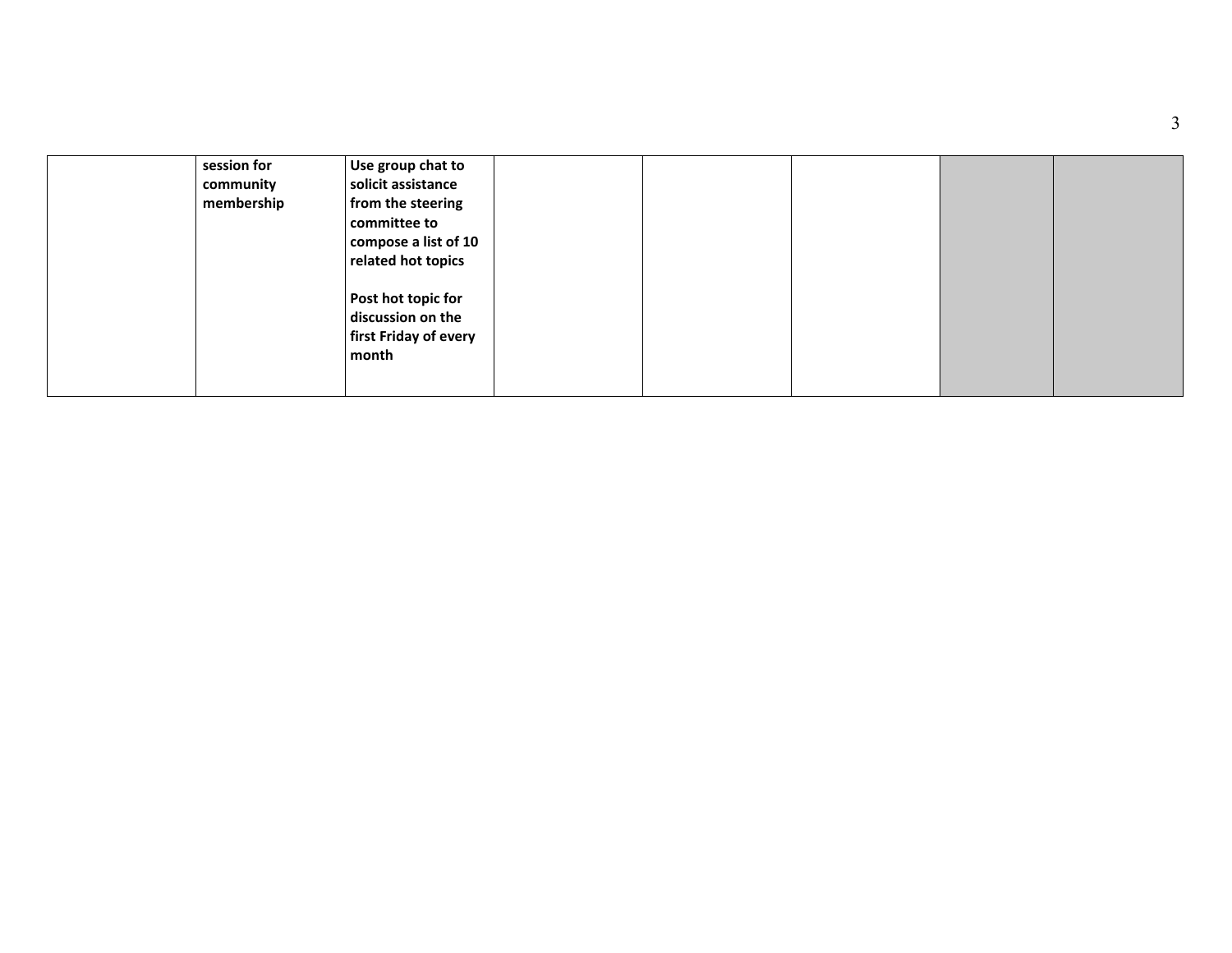| | | | | | | | |
|---|---|---|---|---|---|---|---|
| | **session for community membership** | **Use group chat to solicit assistance from the steering committee to compose a list of 10 related hot topics**<br><br>**Post hot topic for discussion on the first Friday of every month** | | | | | |